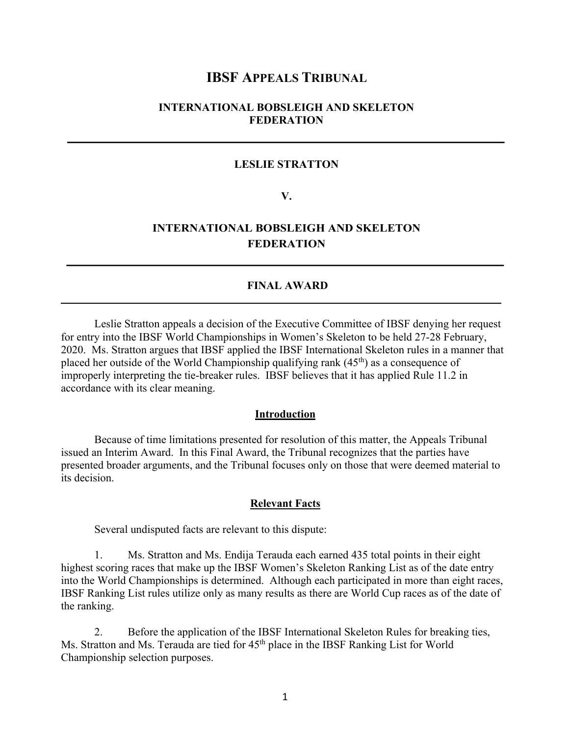# IBSF APPEALS TRIBUNAL

## INTERNATIONAL BOBSLEIGH AND SKELETON FEDERATION

---

**LESLIE STRATTON**

**V.**

**INTERNATIONAL BOBSLEIGH AND SKELETON FEDERATION**

---

**FINAL AWARD**

---

Leslie Stratton appeals a decision of the Executive Committee of IBSF denying her request for entry into the IBSF World Championships in Women's Skeleton to be held 27-28 February, 2020. Ms. Stratton argues that IBSF applied the IBSF International Skeleton rules in a manner that placed her outside of the World Championship qualifying rank (45th) as a consequence of improperly interpreting the tie-breaker rules. IBSF believes that it has applied Rule 11.2 in accordance with its clear meaning.

### Introduction

Because of time limitations presented for resolution of this matter, the Appeals Tribunal issued an Interim Award. In this Final Award, the Tribunal recognizes that the parties have presented broader arguments, and the Tribunal focuses only on those that were deemed material to its decision.

### Relevant Facts

Several undisputed facts are relevant to this dispute:

1. Ms. Stratton and Ms. Endija Terauda each earned 435 total points in their eight highest scoring races that make up the IBSF Women's Skeleton Ranking List as of the date entry into the World Championships is determined. Although each participated in more than eight races, IBSF Ranking List rules utilize only as many results as there are World Cup races as of the date of the ranking.

2. Before the application of the IBSF International Skeleton Rules for breaking ties, Ms. Stratton and Ms. Terauda are tied for 45th place in the IBSF Ranking List for World Championship selection purposes.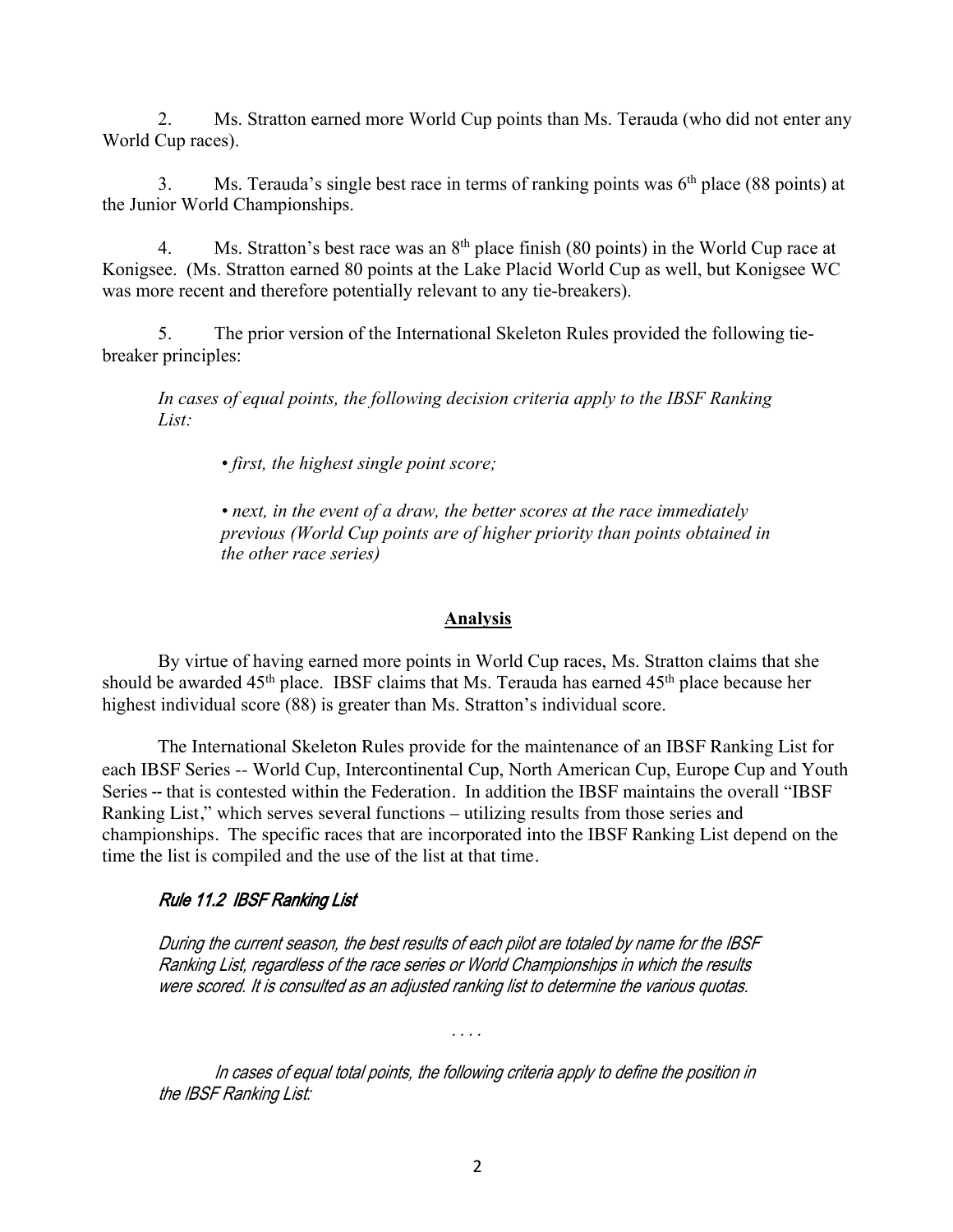2. Ms. Stratton earned more World Cup points than Ms. Terauda (who did not enter any World Cup races).

3. Ms. Terauda's single best race in terms of ranking points was 6th place (88 points) at the Junior World Championships.

4. Ms. Stratton's best race was an 8th place finish (80 points) in the World Cup race at Konigsee. (Ms. Stratton earned 80 points at the Lake Placid World Cup as well, but Konigsee WC was more recent and therefore potentially relevant to any tie-breakers).

5. The prior version of the International Skeleton Rules provided the following tie-breaker principles:

> *In cases of equal points, the following decision criteria apply to the IBSF Ranking List:*
>
> > *• first, the highest single point score;*
> >
> > *• next, in the event of a draw, the better scores at the race immediately previous (World Cup points are of higher priority than points obtained in the other race series)*

## Analysis

By virtue of having earned more points in World Cup races, Ms. Stratton claims that she should be awarded 45th place. IBSF claims that Ms. Terauda has earned 45th place because her highest individual score (88) is greater than Ms. Stratton's individual score.

The International Skeleton Rules provide for the maintenance of an IBSF Ranking List for each IBSF Series -- World Cup, Intercontinental Cup, North American Cup, Europe Cup and Youth Series -- that is contested within the Federation. In addition the IBSF maintains the overall "IBSF Ranking List," which serves several functions – utilizing results from those series and championships. The specific races that are incorporated into the IBSF Ranking List depend on the time the list is compiled and the use of the list at that time.

> ### *Rule 11.2 IBSF Ranking List*
>
> *During the current season, the best results of each pilot are totaled by name for the IBSF Ranking List, regardless of the race series or World Championships in which the results were scored. It is consulted as an adjusted ranking list to determine the various quotas.*
>
> *. . . .*
>
> *In cases of equal total points, the following criteria apply to define the position in the IBSF Ranking List:*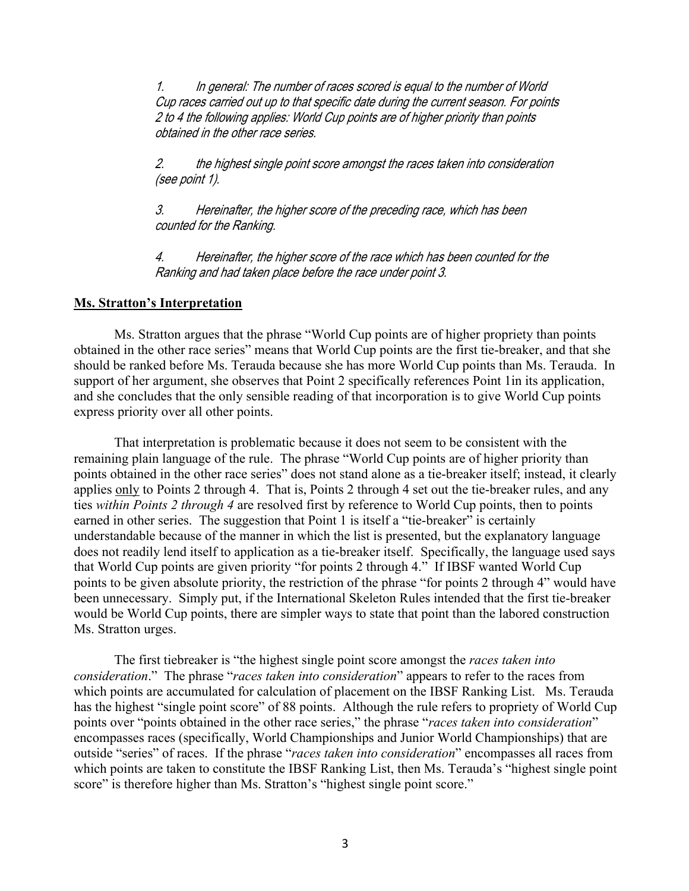> 1. *In general: The number of races scored is equal to the number of World Cup races carried out up to that specific date during the current season. For points 2 to 4 the following applies: World Cup points are of higher priority than points obtained in the other race series.*
>
> 2. *the highest single point score amongst the races taken into consideration (see point 1).*
>
> 3. *Hereinafter, the higher score of the preceding race, which has been counted for the Ranking.*
>
> 4. *Hereinafter, the higher score of the race which has been counted for the Ranking and had taken place before the race under point 3.*

**Ms. Stratton's Interpretation**

Ms. Stratton argues that the phrase "World Cup points are of higher propriety than points obtained in the other race series" means that World Cup points are the first tie-breaker, and that she should be ranked before Ms. Terauda because she has more World Cup points than Ms. Terauda. In support of her argument, she observes that Point 2 specifically references Point 1in its application, and she concludes that the only sensible reading of that incorporation is to give World Cup points express priority over all other points.

That interpretation is problematic because it does not seem to be consistent with the remaining plain language of the rule. The phrase "World Cup points are of higher priority than points obtained in the other race series" does not stand alone as a tie-breaker itself; instead, it clearly applies only to Points 2 through 4. That is, Points 2 through 4 set out the tie-breaker rules, and any ties *within Points 2 through 4* are resolved first by reference to World Cup points, then to points earned in other series. The suggestion that Point 1 is itself a "tie-breaker" is certainly understandable because of the manner in which the list is presented, but the explanatory language does not readily lend itself to application as a tie-breaker itself. Specifically, the language used says that World Cup points are given priority "for points 2 through 4." If IBSF wanted World Cup points to be given absolute priority, the restriction of the phrase "for points 2 through 4" would have been unnecessary. Simply put, if the International Skeleton Rules intended that the first tie-breaker would be World Cup points, there are simpler ways to state that point than the labored construction Ms. Stratton urges.

The first tiebreaker is "the highest single point score amongst the *races taken into consideration*." The phrase "*races taken into consideration*" appears to refer to the races from which points are accumulated for calculation of placement on the IBSF Ranking List. Ms. Terauda has the highest "single point score" of 88 points. Although the rule refers to propriety of World Cup points over "points obtained in the other race series," the phrase "*races taken into consideration*" encompasses races (specifically, World Championships and Junior World Championships) that are outside "series" of races. If the phrase "*races taken into consideration*" encompasses all races from which points are taken to constitute the IBSF Ranking List, then Ms. Terauda's "highest single point score" is therefore higher than Ms. Stratton's "highest single point score."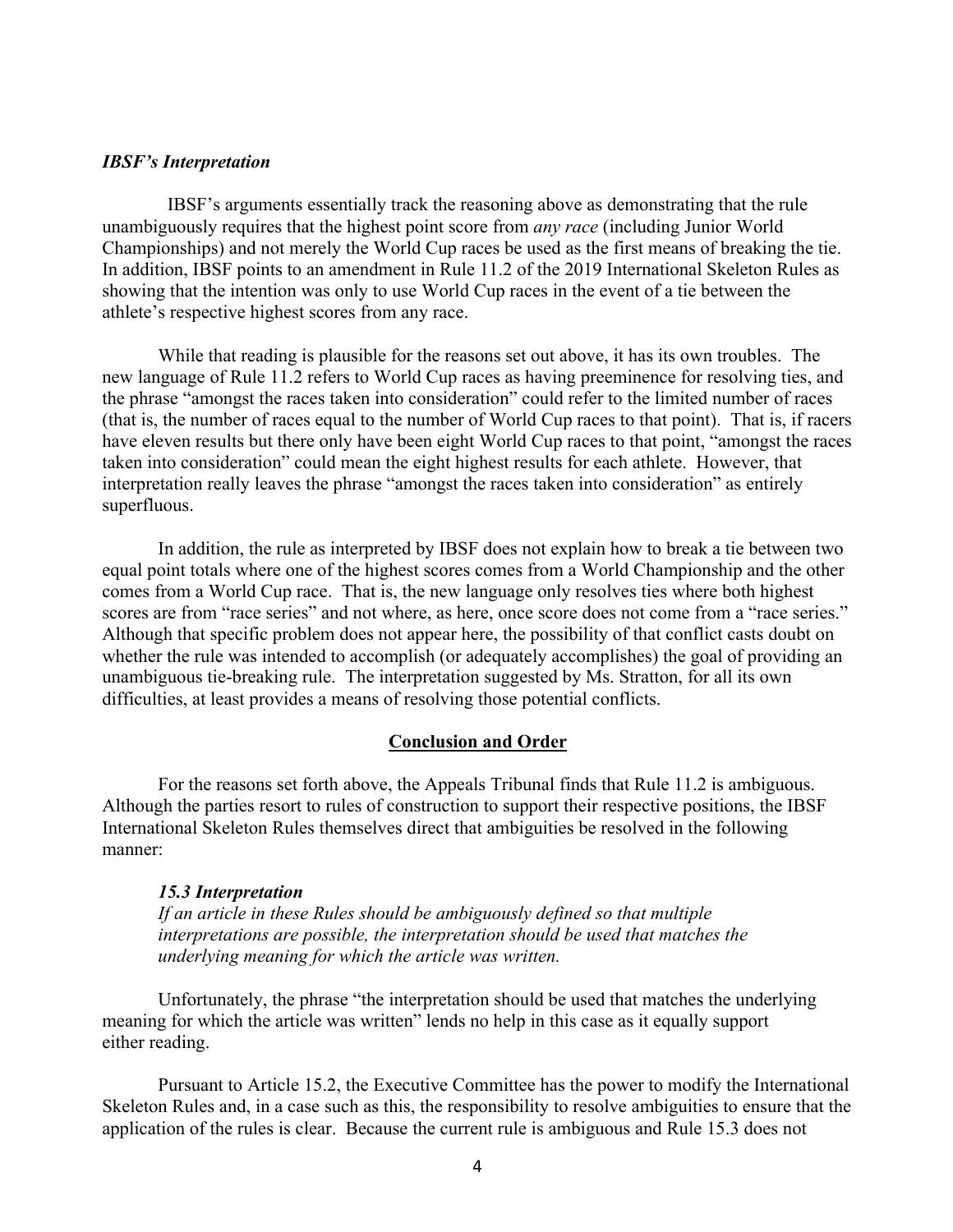### *IBSF's Interpretation*

IBSF's arguments essentially track the reasoning above as demonstrating that the rule unambiguously requires that the highest point score from *any race* (including Junior World Championships) and not merely the World Cup races be used as the first means of breaking the tie. In addition, IBSF points to an amendment in Rule 11.2 of the 2019 International Skeleton Rules as showing that the intention was only to use World Cup races in the event of a tie between the athlete's respective highest scores from any race.

While that reading is plausible for the reasons set out above, it has its own troubles. The new language of Rule 11.2 refers to World Cup races as having preeminence for resolving ties, and the phrase "amongst the races taken into consideration" could refer to the limited number of races (that is, the number of races equal to the number of World Cup races to that point). That is, if racers have eleven results but there only have been eight World Cup races to that point, "amongst the races taken into consideration" could mean the eight highest results for each athlete. However, that interpretation really leaves the phrase "amongst the races taken into consideration" as entirely superfluous.

In addition, the rule as interpreted by IBSF does not explain how to break a tie between two equal point totals where one of the highest scores comes from a World Championship and the other comes from a World Cup race. That is, the new language only resolves ties where both highest scores are from "race series" and not where, as here, once score does not come from a "race series." Although that specific problem does not appear here, the possibility of that conflict casts doubt on whether the rule was intended to accomplish (or adequately accomplishes) the goal of providing an unambiguous tie-breaking rule. The interpretation suggested by Ms. Stratton, for all its own difficulties, at least provides a means of resolving those potential conflicts.

## Conclusion and Order

For the reasons set forth above, the Appeals Tribunal finds that Rule 11.2 is ambiguous. Although the parties resort to rules of construction to support their respective positions, the IBSF International Skeleton Rules themselves direct that ambiguities be resolved in the following manner:

> ***15.3 Interpretation***
> *If an article in these Rules should be ambiguously defined so that multiple interpretations are possible, the interpretation should be used that matches the underlying meaning for which the article was written.*

Unfortunately, the phrase "the interpretation should be used that matches the underlying meaning for which the article was written" lends no help in this case as it equally support either reading.

Pursuant to Article 15.2, the Executive Committee has the power to modify the International Skeleton Rules and, in a case such as this, the responsibility to resolve ambiguities to ensure that the application of the rules is clear. Because the current rule is ambiguous and Rule 15.3 does not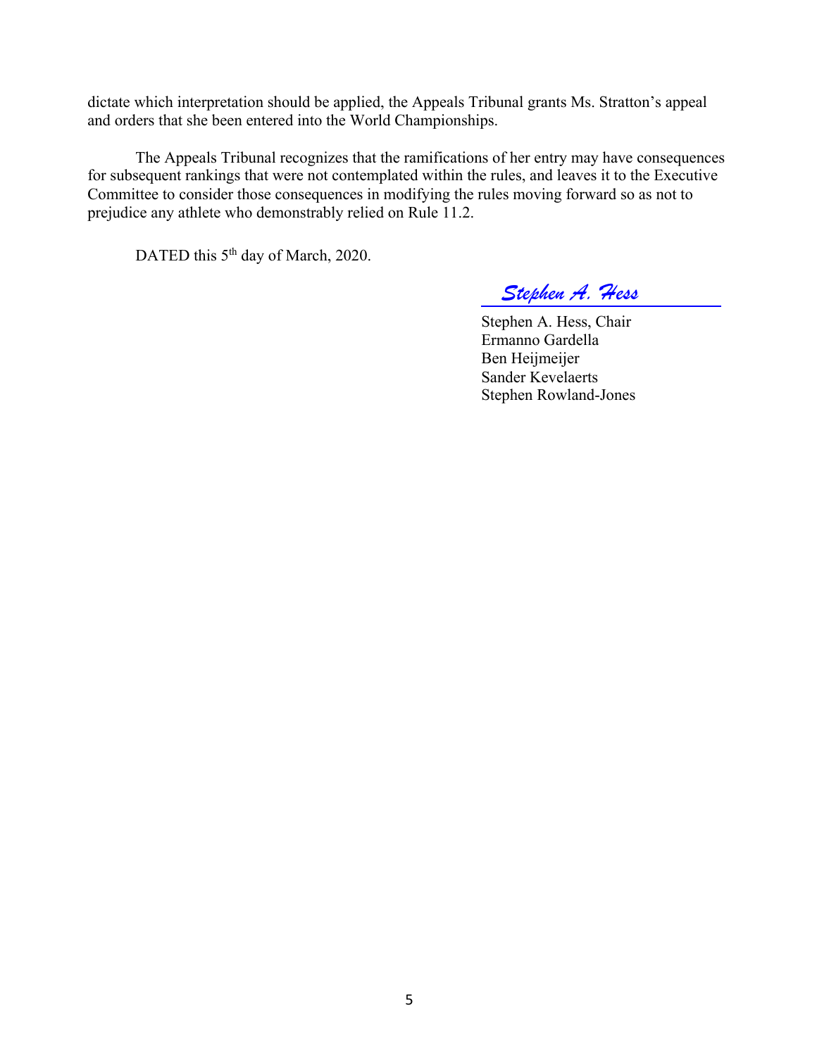dictate which interpretation should be applied, the Appeals Tribunal grants Ms. Stratton's appeal and orders that she been entered into the World Championships.

The Appeals Tribunal recognizes that the ramifications of her entry may have consequences for subsequent rankings that were not contemplated within the rules, and leaves it to the Executive Committee to consider those consequences in modifying the rules moving forward so as not to prejudice any athlete who demonstrably relied on Rule 11.2.

DATED this 5th day of March, 2020.

*Stephen A. Hess*

Stephen A. Hess, Chair
Ermanno Gardella
Ben Heijmeijer
Sander Kevelaerts
Stephen Rowland-Jones